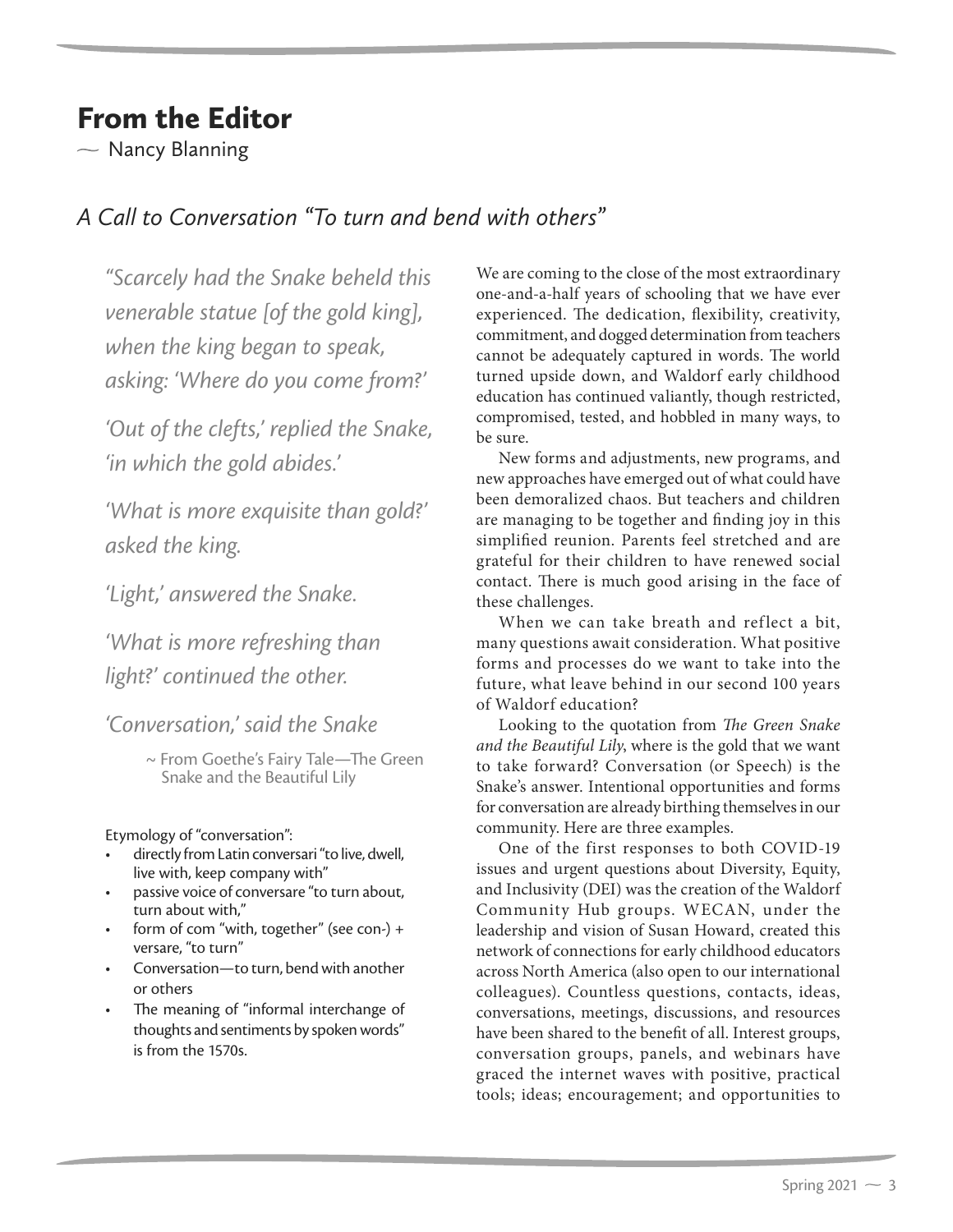# From the Editor

~ Nancy Blanning

## *A Call to Conversation "To turn and bend with others"*

*"Scarcely had the Snake beheld this venerable statue [of the gold king], when the king began to speak, asking: 'Where do you come from?'*

*'Out of the clefts,' replied the Snake, 'in which the gold abides.'*

*'What is more exquisite than gold?' asked the king.*

*'Light,' answered the Snake.*

*'What is more refreshing than light?' continued the other.*

*'Conversation,' said the Snake*

~ From Goethe's Fairy Tale—The Green Snake and the Beautiful Lily

Etymology of "conversation":

- directly from Latin conversari "to live, dwell, live with, keep company with"
- passive voice of conversare "to turn about, turn about with,"
- form of com "with, together" (see con-) + versare, "to turn"
- Conversation—to turn, bend with another or others
- The meaning of "informal interchange of thoughts and sentiments by spoken words" is from the 1570s.

We are coming to the close of the most extraordinary one-and-a-half years of schooling that we have ever experienced. The dedication, flexibility, creativity, commitment, and dogged determination from teachers cannot be adequately captured in words. The world turned upside down, and Waldorf early childhood education has continued valiantly, though restricted, compromised, tested, and hobbled in many ways, to be sure.

New forms and adjustments, new programs, and new approaches have emerged out of what could have been demoralized chaos. But teachers and children are managing to be together and finding joy in this simplified reunion. Parents feel stretched and are grateful for their children to have renewed social contact. There is much good arising in the face of these challenges.

When we can take breath and reflect a bit, many questions await consideration. What positive forms and processes do we want to take into the future, what leave behind in our second 100 years of Waldorf education?

Looking to the quotation from *The Green Snake and the Beautiful Lily*, where is the gold that we want to take forward? Conversation (or Speech) is the Snake's answer. Intentional opportunities and forms for conversation are already birthing themselves in our community. Here are three examples.

One of the first responses to both COVID-19 issues and urgent questions about Diversity, Equity, and Inclusivity (DEI) was the creation of the Waldorf Community Hub groups. WECAN, under the leadership and vision of Susan Howard, created this network of connections for early childhood educators across North America (also open to our international colleagues). Countless questions, contacts, ideas, conversations, meetings, discussions, and resources have been shared to the benefit of all. Interest groups, conversation groups, panels, and webinars have graced the internet waves with positive, practical tools; ideas; encouragement; and opportunities to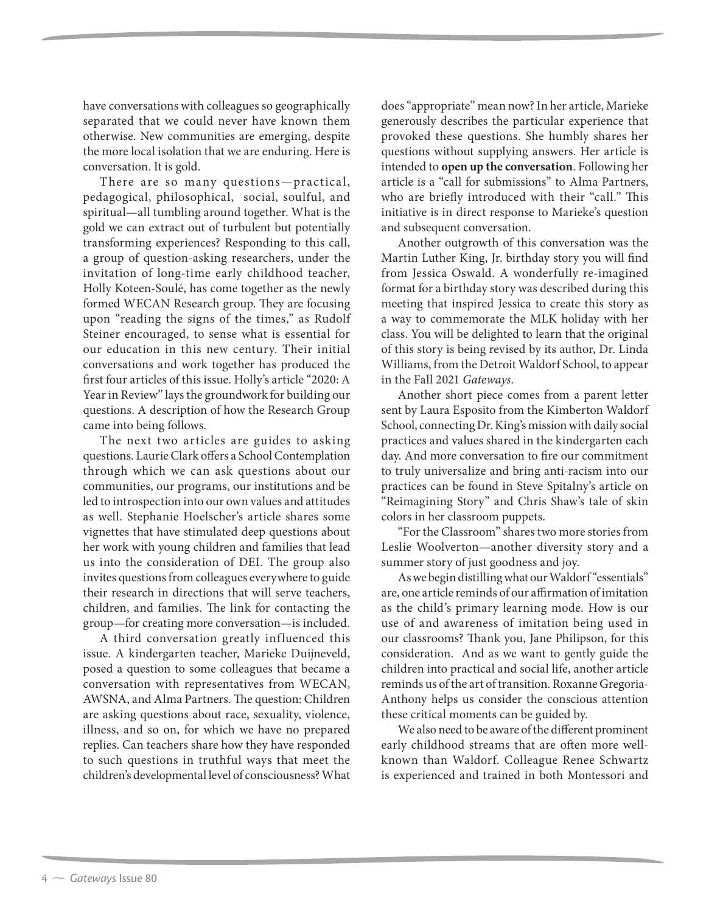have conversations with colleagues so geographically separated that we could never have known them otherwise. New communities are emerging, despite the more local isolation that we are enduring. Here is conversation. It is gold.

There are so many questions—practical, pedagogical, philosophical, social, soulful, and spiritual—all tumbling around together. What is the gold we can extract out of turbulent but potentially transforming experiences? Responding to this call, a group of question-asking researchers, under the invitation of long-time early childhood teacher, Holly Koteen-Soulé, has come together as the newly formed WECAN Research group. They are focusing upon "reading the signs of the times," as Rudolf Steiner encouraged, to sense what is essential for our education in this new century. Their initial conversations and work together has produced the first four articles of this issue. Holly's article "2020: A Year in Review" lays the groundwork for building our questions. A description of how the Research Group came into being follows.

The next two articles are guides to asking questions. Laurie Clark offers a School Contemplation through which we can ask questions about our communities, our programs, our institutions and be led to introspection into our own values and attitudes as well. Stephanie Hoelscher's article shares some vignettes that have stimulated deep questions about her work with young children and families that lead us into the consideration of DEI. The group also invites questions from colleagues everywhere to guide their research in directions that will serve teachers, children, and families. The link for contacting the group—for creating more conversation—is included.

A third conversation greatly influenced this issue. A kindergarten teacher, Marieke Duijneveld, posed a question to some colleagues that became a conversation with representatives from WECAN, AWSNA, and Alma Partners. The question: Children are asking questions about race, sexuality, violence, illness, and so on, for which we have no prepared replies. Can teachers share how they have responded to such questions in truthful ways that meet the children's developmental level of consciousness? What does "appropriate" mean now? In her article, Marieke generously describes the particular experience that provoked these questions. She humbly shares her questions without supplying answers. Her article is intended to **open up the conversation**. Following her article is a "call for submissions" to Alma Partners, who are briefly introduced with their "call." This initiative is in direct response to Marieke's question and subsequent conversation.

Another outgrowth of this conversation was the Martin Luther King, Jr. birthday story you will find from Jessica Oswald. A wonderfully re-imagined format for a birthday story was described during this meeting that inspired Jessica to create this story as a way to commemorate the MLK holiday with her class. You will be delighted to learn that the original of this story is being revised by its author, Dr. Linda Williams, from the Detroit Waldorf School, to appear in the Fall 2021 *Gateways*.

Another short piece comes from a parent letter sent by Laura Esposito from the Kimberton Waldorf School, connecting Dr. King's mission with daily social practices and values shared in the kindergarten each day. And more conversation to fire our commitment to truly universalize and bring anti-racism into our practices can be found in Steve Spitalny's article on "Reimagining Story" and Chris Shaw's tale of skin colors in her classroom puppets.

"For the Classroom" shares two more stories from Leslie Woolverton—another diversity story and a summer story of just goodness and joy.

As we begin distilling what our Waldorf "essentials" are, one article reminds of our affirmation of imitation as the child's primary learning mode. How is our use of and awareness of imitation being used in our classrooms? Thank you, Jane Philipson, for this consideration. And as we want to gently guide the children into practical and social life, another article reminds us of the art of transition. Roxanne Gregoria-Anthony helps us consider the conscious attention these critical moments can be guided by.

We also need to be aware of the different prominent early childhood streams that are often more well-known than Waldorf. Colleague Renee Schwartz is experienced and trained in both Montessori and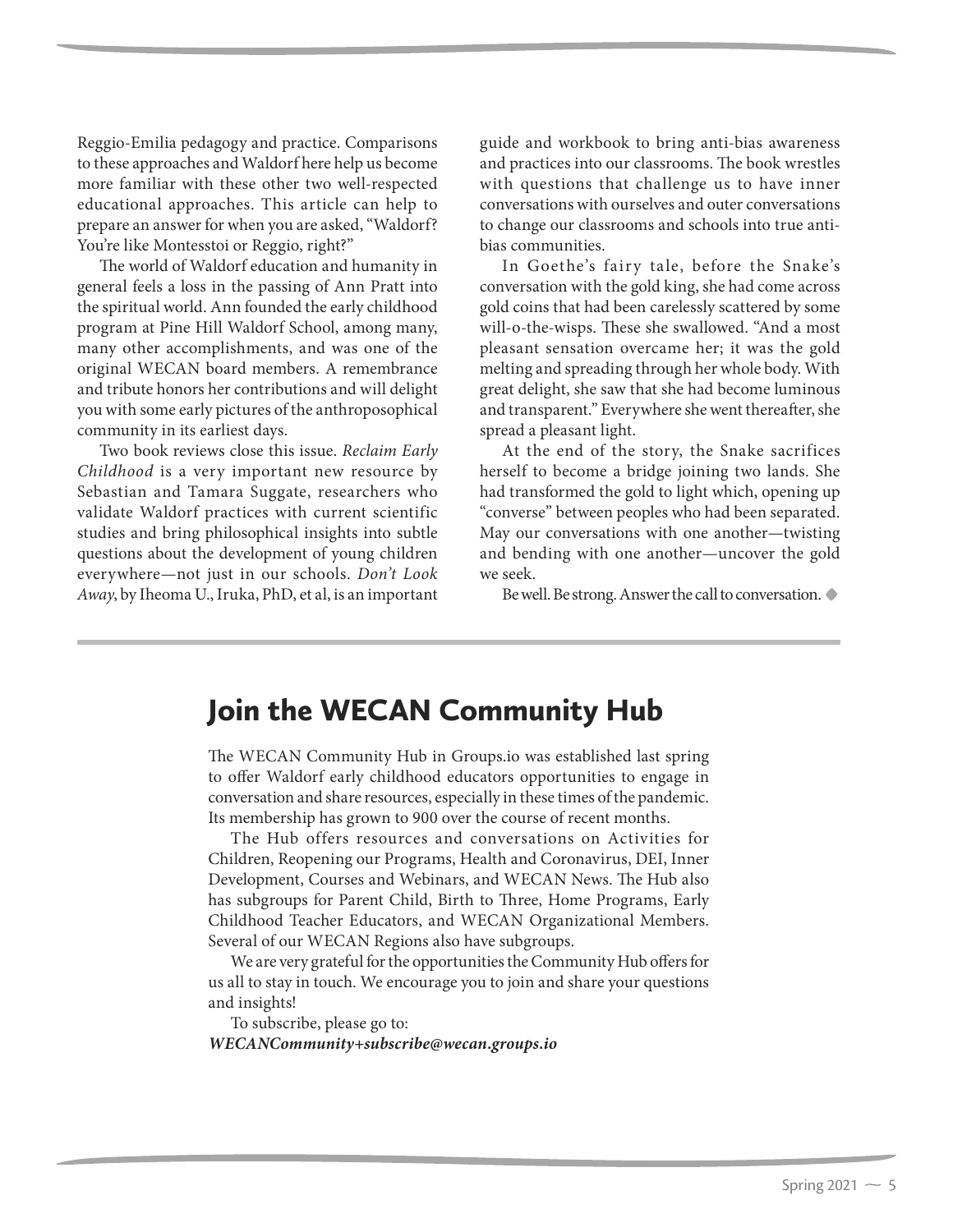Reggio-Emilia pedagogy and practice. Comparisons to these approaches and Waldorf here help us become more familiar with these other two well-respected educational approaches. This article can help to prepare an answer for when you are asked, "Waldorf? You're like Montesstoi or Reggio, right?"

The world of Waldorf education and humanity in general feels a loss in the passing of Ann Pratt into the spiritual world. Ann founded the early childhood program at Pine Hill Waldorf School, among many, many other accomplishments, and was one of the original WECAN board members. A remembrance and tribute honors her contributions and will delight you with some early pictures of the anthroposophical community in its earliest days.

Two book reviews close this issue. *Reclaim Early Childhood* is a very important new resource by Sebastian and Tamara Suggate, researchers who validate Waldorf practices with current scientific studies and bring philosophical insights into subtle questions about the development of young children everywhere—not just in our schools. *Don't Look Away*, by Iheoma U., Iruka, PhD, et al, is an important guide and workbook to bring anti-bias awareness and practices into our classrooms. The book wrestles with questions that challenge us to have inner conversations with ourselves and outer conversations to change our classrooms and schools into true anti-bias communities.

In Goethe's fairy tale, before the Snake's conversation with the gold king, she had come across gold coins that had been carelessly scattered by some will-o-the-wisps. These she swallowed. "And a most pleasant sensation overcame her; it was the gold melting and spreading through her whole body. With great delight, she saw that she had become luminous and transparent." Everywhere she went thereafter, she spread a pleasant light.

At the end of the story, the Snake sacrifices herself to become a bridge joining two lands. She had transformed the gold to light which, opening up "converse" between peoples who had been separated. May our conversations with one another—twisting and bending with one another—uncover the gold we seek.

Be well. Be strong. Answer the call to conversation. ◆

## Join the WECAN Community Hub

The WECAN Community Hub in Groups.io was established last spring to offer Waldorf early childhood educators opportunities to engage in conversation and share resources, especially in these times of the pandemic. Its membership has grown to 900 over the course of recent months.

The Hub offers resources and conversations on Activities for Children, Reopening our Programs, Health and Coronavirus, DEI, Inner Development, Courses and Webinars, and WECAN News. The Hub also has subgroups for Parent Child, Birth to Three, Home Programs, Early Childhood Teacher Educators, and WECAN Organizational Members. Several of our WECAN Regions also have subgroups.

We are very grateful for the opportunities the Community Hub offers for us all to stay in touch. We encourage you to join and share your questions and insights!

To subscribe, please go to:
***WECANCommunity+subscribe@wecan.groups.io***